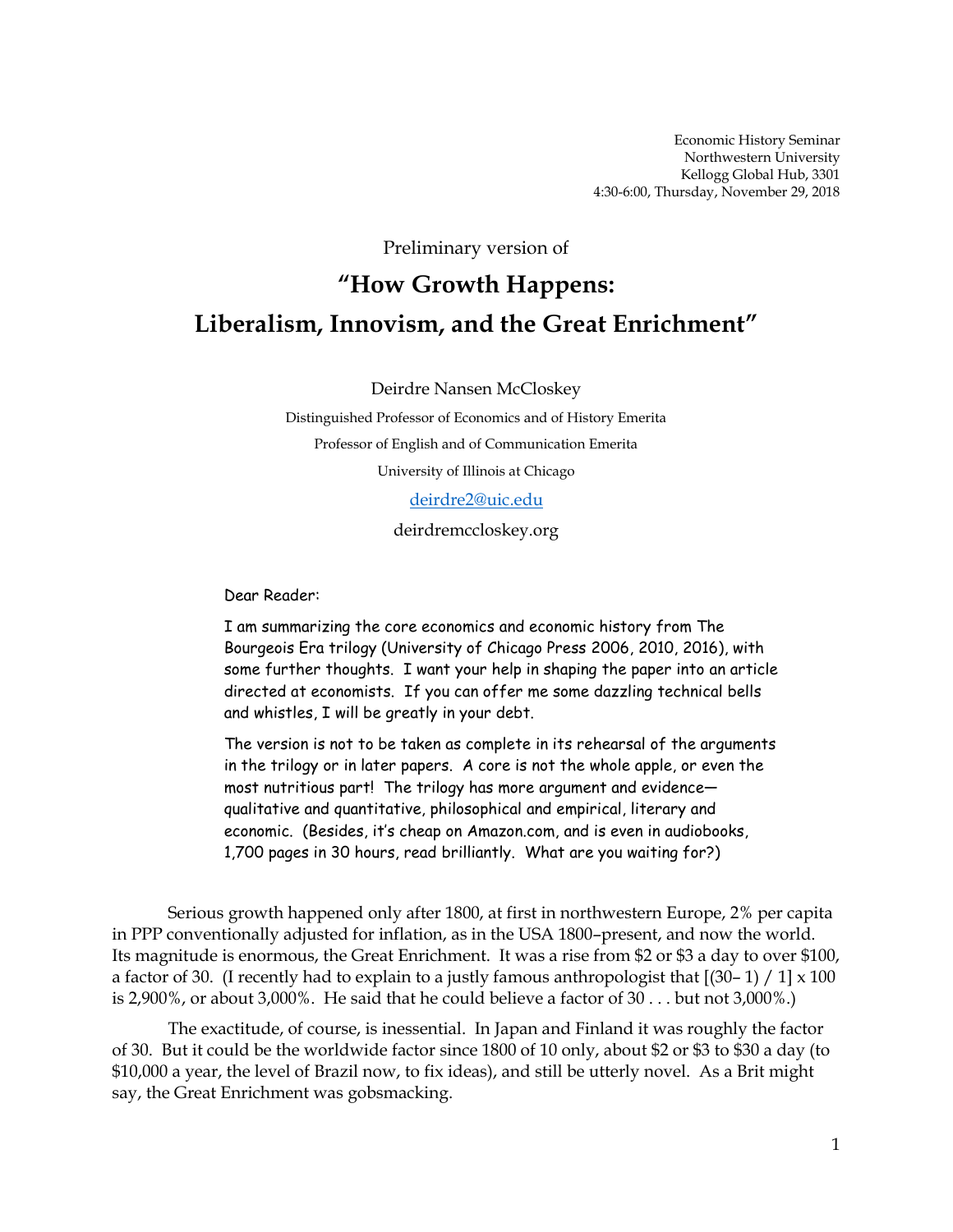Economic History Seminar
Northwestern University
Kellogg Global Hub, 3301
4:30-6:00, Thursday, November 29, 2018

Preliminary version of

# "How Growth Happens: Liberalism, Innovism, and the Great Enrichment"

Deirdre Nansen McCloskey

Distinguished Professor of Economics and of History Emerita

Professor of English and of Communication Emerita

University of Illinois at Chicago

deirdre2@uic.edu

deirdremccloskey.org

> Dear Reader:
>
> I am summarizing the core economics and economic history from The Bourgeois Era trilogy (University of Chicago Press 2006, 2010, 2016), with some further thoughts. I want your help in shaping the paper into an article directed at economists. If you can offer me some dazzling technical bells and whistles, I will be greatly in your debt.
>
> The version is not to be taken as complete in its rehearsal of the arguments in the trilogy or in later papers. A core is not the whole apple, or even the most nutritious part! The trilogy has more argument and evidence—qualitative and quantitative, philosophical and empirical, literary and economic. (Besides, it's cheap on Amazon.com, and is even in audiobooks, 1,700 pages in 30 hours, read brilliantly. What are you waiting for?)

Serious growth happened only after 1800, at first in northwestern Europe, 2% per capita in PPP conventionally adjusted for inflation, as in the USA 1800–present, and now the world. Its magnitude is enormous, the Great Enrichment. It was a rise from $2 or $3 a day to over $100, a factor of 30. (I recently had to explain to a justly famous anthropologist that [(30– 1) / 1] x 100 is 2,900%, or about 3,000%. He said that he could believe a factor of 30 . . . but not 3,000%.)

The exactitude, of course, is inessential. In Japan and Finland it was roughly the factor of 30. But it could be the worldwide factor since 1800 of 10 only, about $2 or $3 to $30 a day (to $10,000 a year, the level of Brazil now, to fix ideas), and still be utterly novel. As a Brit might say, the Great Enrichment was gobsmacking.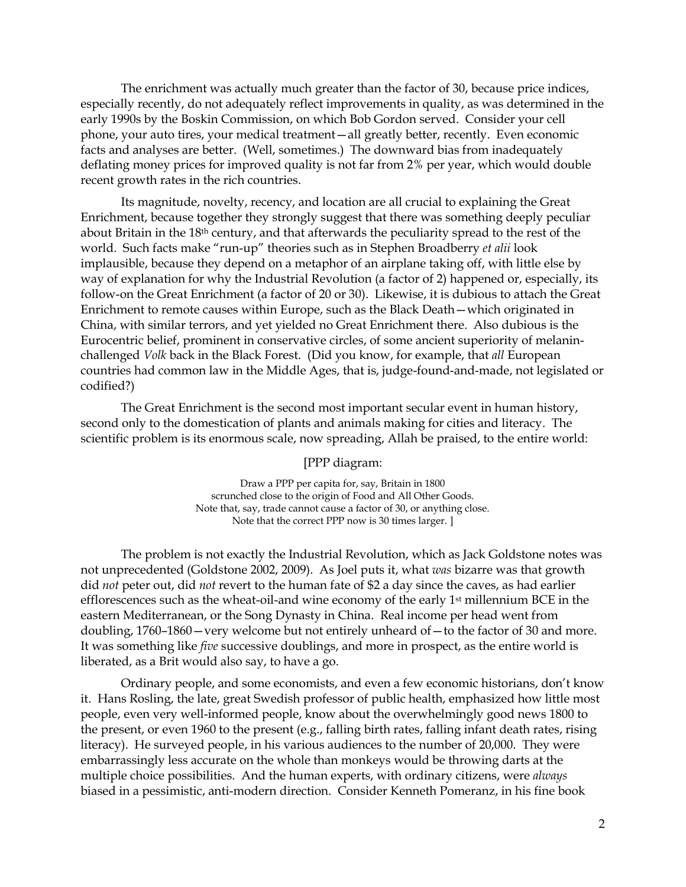The enrichment was actually much greater than the factor of 30, because price indices, especially recently, do not adequately reflect improvements in quality, as was determined in the early 1990s by the Boskin Commission, on which Bob Gordon served. Consider your cell phone, your auto tires, your medical treatment—all greatly better, recently. Even economic facts and analyses are better. (Well, sometimes.) The downward bias from inadequately deflating money prices for improved quality is not far from 2% per year, which would double recent growth rates in the rich countries.

Its magnitude, novelty, recency, and location are all crucial to explaining the Great Enrichment, because together they strongly suggest that there was something deeply peculiar about Britain in the 18th century, and that afterwards the peculiarity spread to the rest of the world. Such facts make "run-up" theories such as in Stephen Broadberry *et alii* look implausible, because they depend on a metaphor of an airplane taking off, with little else by way of explanation for why the Industrial Revolution (a factor of 2) happened or, especially, its follow-on the Great Enrichment (a factor of 20 or 30). Likewise, it is dubious to attach the Great Enrichment to remote causes within Europe, such as the Black Death—which originated in China, with similar terrors, and yet yielded no Great Enrichment there. Also dubious is the Eurocentric belief, prominent in conservative circles, of some ancient superiority of melanin-challenged *Volk* back in the Black Forest. (Did you know, for example, that *all* European countries had common law in the Middle Ages, that is, judge-found-and-made, not legislated or codified?)

The Great Enrichment is the second most important secular event in human history, second only to the domestication of plants and animals making for cities and literacy. The scientific problem is its enormous scale, now spreading, Allah be praised, to the entire world:

[PPP diagram:

Draw a PPP per capita for, say, Britain in 1800
scrunched close to the origin of Food and All Other Goods.
Note that, say, trade cannot cause a factor of 30, or anything close.
Note that the correct PPP now is 30 times larger. ]

The problem is not exactly the Industrial Revolution, which as Jack Goldstone notes was not unprecedented (Goldstone 2002, 2009). As Joel puts it, what *was* bizarre was that growth did *not* peter out, did *not* revert to the human fate of $2 a day since the caves, as had earlier efflorescences such as the wheat-oil-and wine economy of the early 1st millennium BCE in the eastern Mediterranean, or the Song Dynasty in China. Real income per head went from doubling, 1760–1860—very welcome but not entirely unheard of—to the factor of 30 and more. It was something like *five* successive doublings, and more in prospect, as the entire world is liberated, as a Brit would also say, to have a go.

Ordinary people, and some economists, and even a few economic historians, don't know it. Hans Rosling, the late, great Swedish professor of public health, emphasized how little most people, even very well-informed people, know about the overwhelmingly good news 1800 to the present, or even 1960 to the present (e.g., falling birth rates, falling infant death rates, rising literacy). He surveyed people, in his various audiences to the number of 20,000. They were embarrassingly less accurate on the whole than monkeys would be throwing darts at the multiple choice possibilities. And the human experts, with ordinary citizens, were *always* biased in a pessimistic, anti-modern direction. Consider Kenneth Pomeranz, in his fine book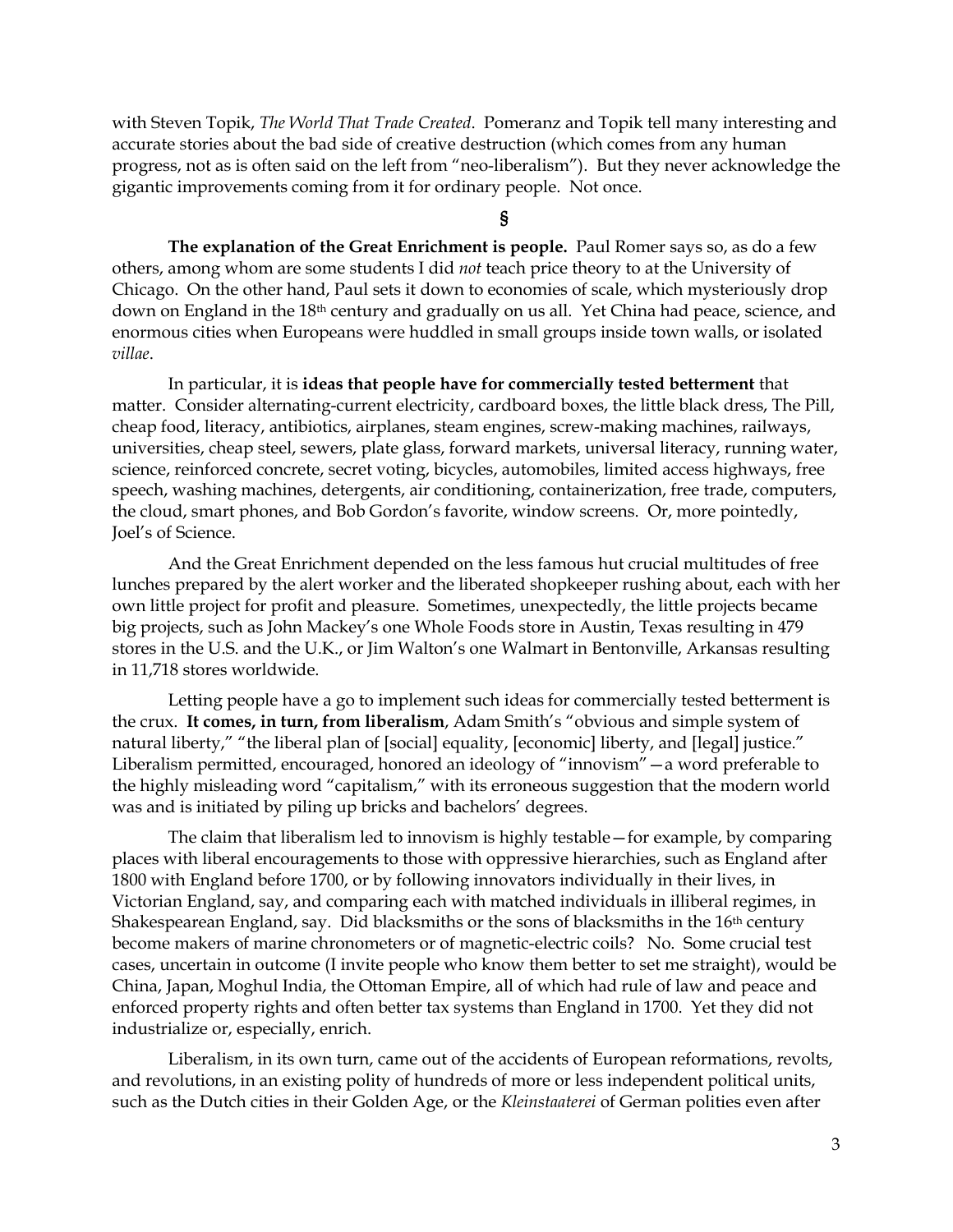with Steven Topik, *The World That Trade Created*. Pomeranz and Topik tell many interesting and accurate stories about the bad side of creative destruction (which comes from any human progress, not as is often said on the left from "neo-liberalism"). But they never acknowledge the gigantic improvements coming from it for ordinary people. Not once.

§

**The explanation of the Great Enrichment is people.** Paul Romer says so, as do a few others, among whom are some students I did *not* teach price theory to at the University of Chicago. On the other hand, Paul sets it down to economies of scale, which mysteriously drop down on England in the 18th century and gradually on us all. Yet China had peace, science, and enormous cities when Europeans were huddled in small groups inside town walls, or isolated *villae*.

In particular, it is **ideas that people have for commercially tested betterment** that matter. Consider alternating-current electricity, cardboard boxes, the little black dress, The Pill, cheap food, literacy, antibiotics, airplanes, steam engines, screw-making machines, railways, universities, cheap steel, sewers, plate glass, forward markets, universal literacy, running water, science, reinforced concrete, secret voting, bicycles, automobiles, limited access highways, free speech, washing machines, detergents, air conditioning, containerization, free trade, computers, the cloud, smart phones, and Bob Gordon's favorite, window screens. Or, more pointedly, Joel's of Science.

And the Great Enrichment depended on the less famous hut crucial multitudes of free lunches prepared by the alert worker and the liberated shopkeeper rushing about, each with her own little project for profit and pleasure. Sometimes, unexpectedly, the little projects became big projects, such as John Mackey's one Whole Foods store in Austin, Texas resulting in 479 stores in the U.S. and the U.K., or Jim Walton's one Walmart in Bentonville, Arkansas resulting in 11,718 stores worldwide.

Letting people have a go to implement such ideas for commercially tested betterment is the crux. **It comes, in turn, from liberalism**, Adam Smith's "obvious and simple system of natural liberty," "the liberal plan of [social] equality, [economic] liberty, and [legal] justice." Liberalism permitted, encouraged, honored an ideology of "innovism"—a word preferable to the highly misleading word "capitalism," with its erroneous suggestion that the modern world was and is initiated by piling up bricks and bachelors' degrees.

The claim that liberalism led to innovism is highly testable—for example, by comparing places with liberal encouragements to those with oppressive hierarchies, such as England after 1800 with England before 1700, or by following innovators individually in their lives, in Victorian England, say, and comparing each with matched individuals in illiberal regimes, in Shakespearean England, say. Did blacksmiths or the sons of blacksmiths in the 16th century become makers of marine chronometers or of magnetic-electric coils? No. Some crucial test cases, uncertain in outcome (I invite people who know them better to set me straight), would be China, Japan, Moghul India, the Ottoman Empire, all of which had rule of law and peace and enforced property rights and often better tax systems than England in 1700. Yet they did not industrialize or, especially, enrich.

Liberalism, in its own turn, came out of the accidents of European reformations, revolts, and revolutions, in an existing polity of hundreds of more or less independent political units, such as the Dutch cities in their Golden Age, or the *Kleinstaaterei* of German polities even after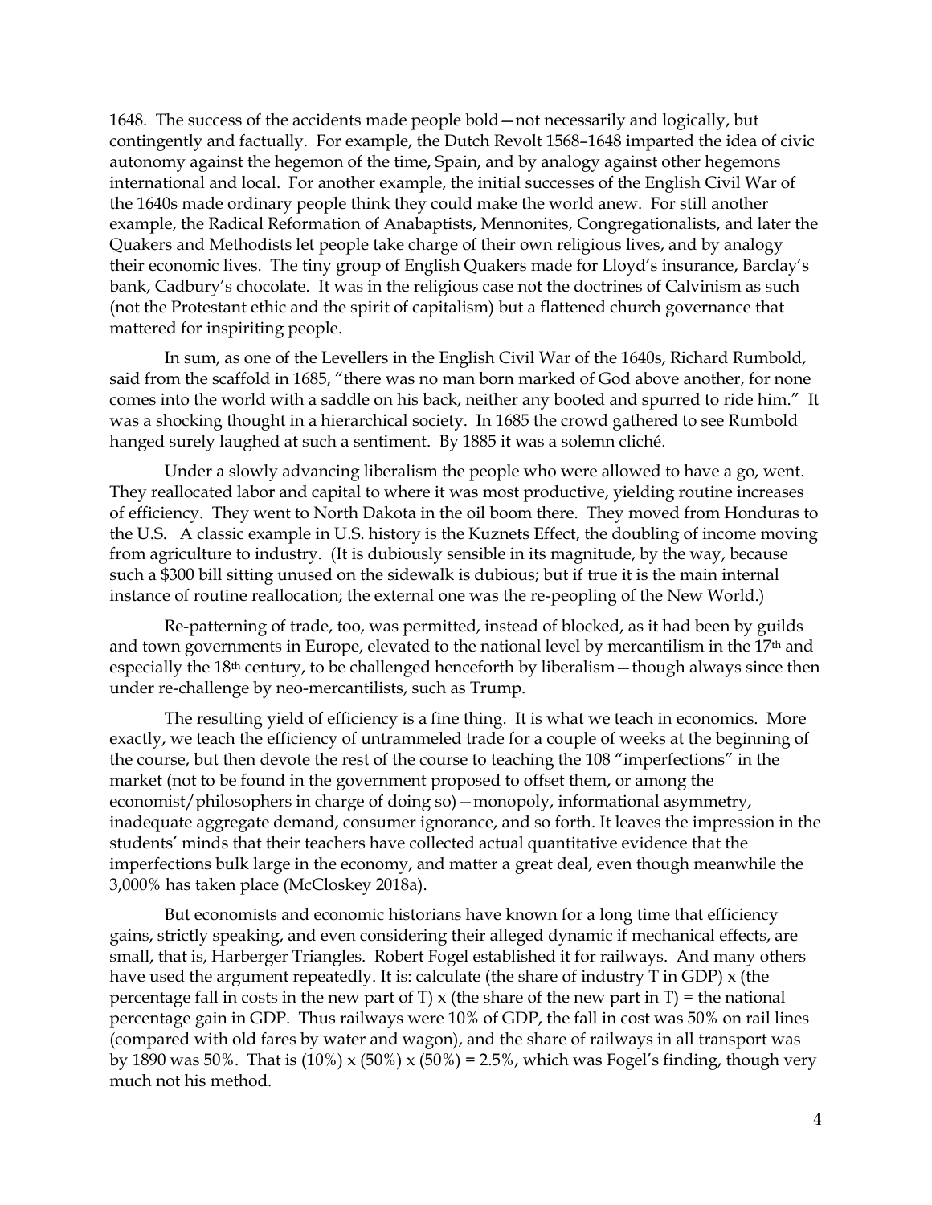1648. The success of the accidents made people bold—not necessarily and logically, but contingently and factually. For example, the Dutch Revolt 1568–1648 imparted the idea of civic autonomy against the hegemon of the time, Spain, and by analogy against other hegemons international and local. For another example, the initial successes of the English Civil War of the 1640s made ordinary people think they could make the world anew. For still another example, the Radical Reformation of Anabaptists, Mennonites, Congregationalists, and later the Quakers and Methodists let people take charge of their own religious lives, and by analogy their economic lives. The tiny group of English Quakers made for Lloyd's insurance, Barclay's bank, Cadbury's chocolate. It was in the religious case not the doctrines of Calvinism as such (not the Protestant ethic and the spirit of capitalism) but a flattened church governance that mattered for inspiriting people.

In sum, as one of the Levellers in the English Civil War of the 1640s, Richard Rumbold, said from the scaffold in 1685, "there was no man born marked of God above another, for none comes into the world with a saddle on his back, neither any booted and spurred to ride him." It was a shocking thought in a hierarchical society. In 1685 the crowd gathered to see Rumbold hanged surely laughed at such a sentiment. By 1885 it was a solemn cliché.

Under a slowly advancing liberalism the people who were allowed to have a go, went. They reallocated labor and capital to where it was most productive, yielding routine increases of efficiency. They went to North Dakota in the oil boom there. They moved from Honduras to the U.S. A classic example in U.S. history is the Kuznets Effect, the doubling of income moving from agriculture to industry. (It is dubiously sensible in its magnitude, by the way, because such a $300 bill sitting unused on the sidewalk is dubious; but if true it is the main internal instance of routine reallocation; the external one was the re-peopling of the New World.)

Re-patterning of trade, too, was permitted, instead of blocked, as it had been by guilds and town governments in Europe, elevated to the national level by mercantilism in the 17th and especially the 18th century, to be challenged henceforth by liberalism—though always since then under re-challenge by neo-mercantilists, such as Trump.

The resulting yield of efficiency is a fine thing. It is what we teach in economics. More exactly, we teach the efficiency of untrammeled trade for a couple of weeks at the beginning of the course, but then devote the rest of the course to teaching the 108 "imperfections" in the market (not to be found in the government proposed to offset them, or among the economist/philosophers in charge of doing so)—monopoly, informational asymmetry, inadequate aggregate demand, consumer ignorance, and so forth. It leaves the impression in the students' minds that their teachers have collected actual quantitative evidence that the imperfections bulk large in the economy, and matter a great deal, even though meanwhile the 3,000% has taken place (McCloskey 2018a).

But economists and economic historians have known for a long time that efficiency gains, strictly speaking, and even considering their alleged dynamic if mechanical effects, are small, that is, Harberger Triangles. Robert Fogel established it for railways. And many others have used the argument repeatedly. It is: calculate (the share of industry T in GDP) x (the percentage fall in costs in the new part of T) x (the share of the new part in T) = the national percentage gain in GDP. Thus railways were 10% of GDP, the fall in cost was 50% on rail lines (compared with old fares by water and wagon), and the share of railways in all transport was by 1890 was 50%. That is (10%) x (50%) x (50%) = 2.5%, which was Fogel's finding, though very much not his method.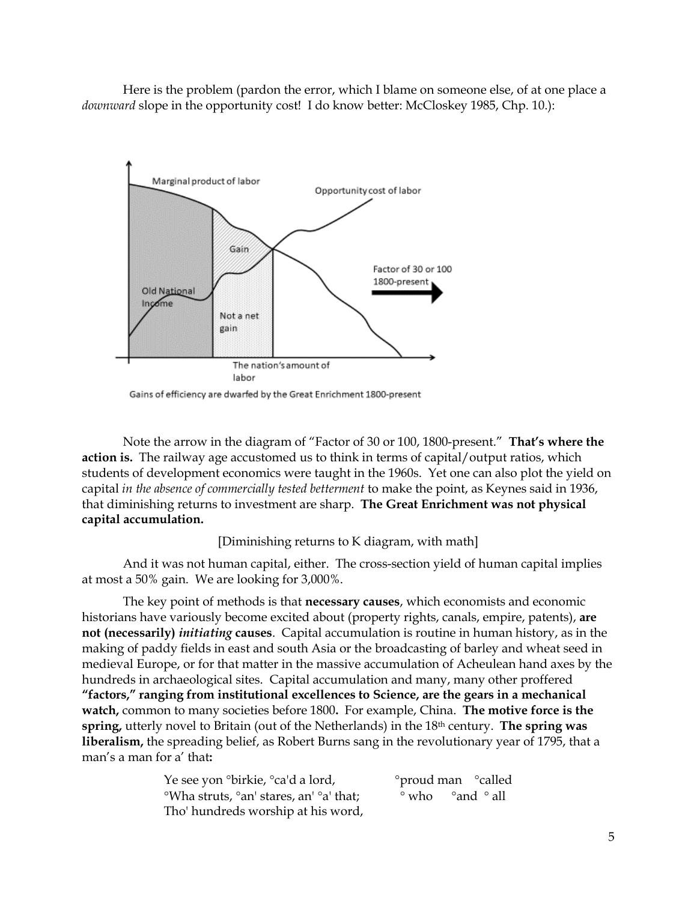Here is the problem (pardon the error, which I blame on someone else, of at one place a *downward* slope in the opportunity cost! I do know better: McCloskey 1985, Chp. 10.):

Gains of efficiency are dwarfed by the Great Enrichment 1800-present

Note the arrow in the diagram of "Factor of 30 or 100, 1800-present." **That's where the action is.** The railway age accustomed us to think in terms of capital/output ratios, which students of development economics were taught in the 1960s. Yet one can also plot the yield on capital *in the absence of commercially tested betterment* to make the point, as Keynes said in 1936, that diminishing returns to investment are sharp. **The Great Enrichment was not physical capital accumulation.**

[Diminishing returns to K diagram, with math]

And it was not human capital, either. The cross-section yield of human capital implies at most a 50% gain. We are looking for 3,000%.

The key point of methods is that **necessary causes**, which economists and economic historians have variously become excited about (property rights, canals, empire, patents), **are not (necessarily)** ***initiating*** **causes**. Capital accumulation is routine in human history, as in the making of paddy fields in east and south Asia or the broadcasting of barley and wheat seed in medieval Europe, or for that matter in the massive accumulation of Acheulean hand axes by the hundreds in archaeological sites. Capital accumulation and many, many other proffered **"factors," ranging from institutional excellences to Science, are the gears in a mechanical watch,** common to many societies before 1800**.** For example, China. **The motive force is the spring,** utterly novel to Britain (out of the Netherlands) in the 18th century. **The spring was liberalism,** the spreading belief, as Robert Burns sang in the revolutionary year of 1795, that a man's a man for a' that**:**

> Ye see yon °birkie, °ca'd a lord, &nbsp;&nbsp;&nbsp;&nbsp;&nbsp;&nbsp; °proud man &nbsp; °called
> °Wha struts, °an' stares, an' °a' that; &nbsp;&nbsp;&nbsp; ° who &nbsp; °and &nbsp;° all
> Tho' hundreds worship at his word,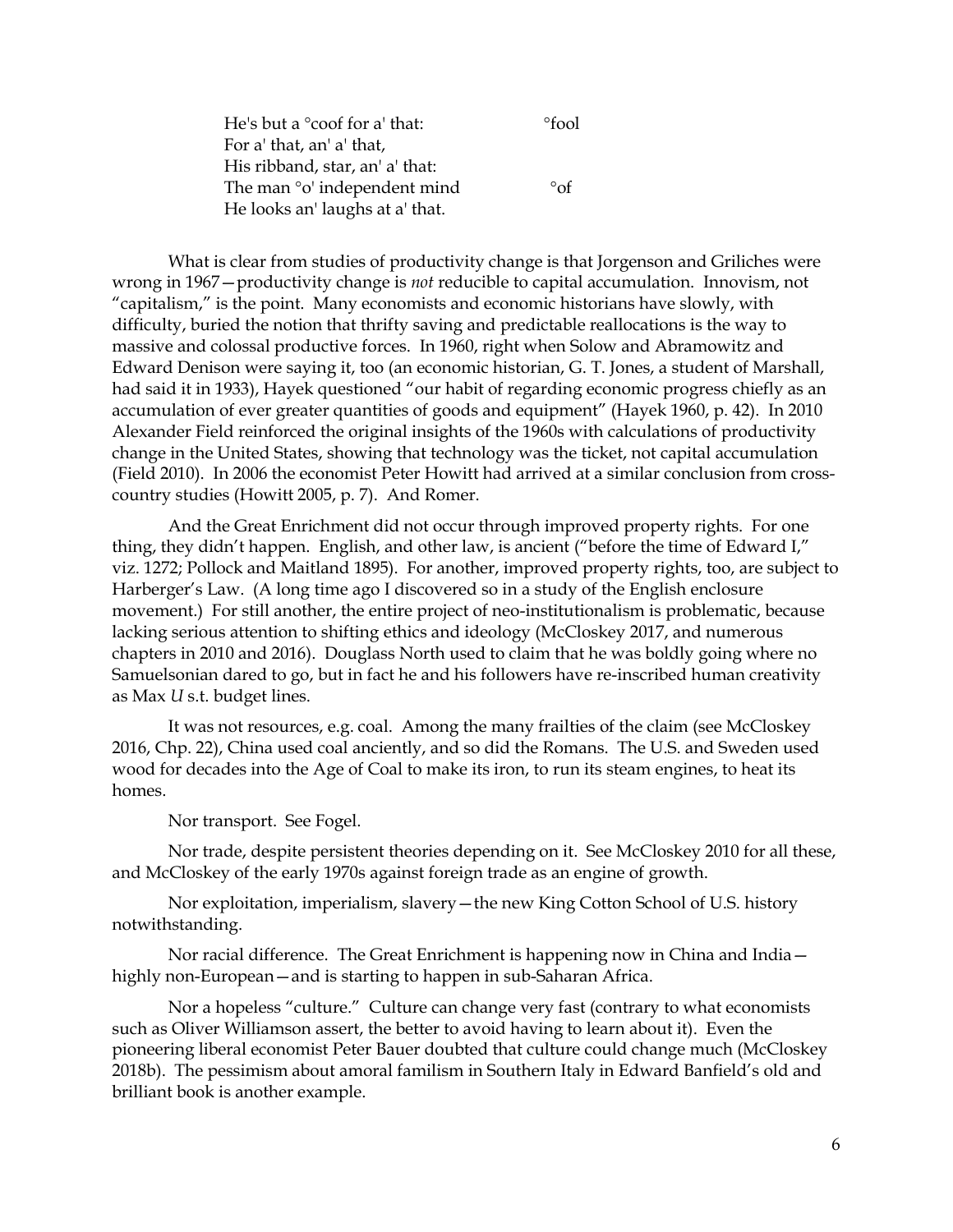He's but a °coof for a' that: °fool  
For a' that, an' a' that,  
His ribband, star, an' a' that:  
The man °o' independent mind °of  
He looks an' laughs at a' that.

What is clear from studies of productivity change is that Jorgenson and Griliches were wrong in 1967—productivity change is *not* reducible to capital accumulation. Innovism, not "capitalism," is the point. Many economists and economic historians have slowly, with difficulty, buried the notion that thrifty saving and predictable reallocations is the way to massive and colossal productive forces. In 1960, right when Solow and Abramowitz and Edward Denison were saying it, too (an economic historian, G. T. Jones, a student of Marshall, had said it in 1933), Hayek questioned "our habit of regarding economic progress chiefly as an accumulation of ever greater quantities of goods and equipment" (Hayek 1960, p. 42). In 2010 Alexander Field reinforced the original insights of the 1960s with calculations of productivity change in the United States, showing that technology was the ticket, not capital accumulation (Field 2010). In 2006 the economist Peter Howitt had arrived at a similar conclusion from cross-country studies (Howitt 2005, p. 7). And Romer.

And the Great Enrichment did not occur through improved property rights. For one thing, they didn't happen. English, and other law, is ancient ("before the time of Edward I," viz. 1272; Pollock and Maitland 1895). For another, improved property rights, too, are subject to Harberger's Law. (A long time ago I discovered so in a study of the English enclosure movement.) For still another, the entire project of neo-institutionalism is problematic, because lacking serious attention to shifting ethics and ideology (McCloskey 2017, and numerous chapters in 2010 and 2016). Douglass North used to claim that he was boldly going where no Samuelsonian dared to go, but in fact he and his followers have re-inscribed human creativity as Max *U* s.t. budget lines.

It was not resources, e.g. coal. Among the many frailties of the claim (see McCloskey 2016, Chp. 22), China used coal anciently, and so did the Romans. The U.S. and Sweden used wood for decades into the Age of Coal to make its iron, to run its steam engines, to heat its homes.

Nor transport. See Fogel.

Nor trade, despite persistent theories depending on it. See McCloskey 2010 for all these, and McCloskey of the early 1970s against foreign trade as an engine of growth.

Nor exploitation, imperialism, slavery—the new King Cotton School of U.S. history notwithstanding.

Nor racial difference. The Great Enrichment is happening now in China and India—highly non-European—and is starting to happen in sub-Saharan Africa.

Nor a hopeless "culture." Culture can change very fast (contrary to what economists such as Oliver Williamson assert, the better to avoid having to learn about it). Even the pioneering liberal economist Peter Bauer doubted that culture could change much (McCloskey 2018b). The pessimism about amoral familism in Southern Italy in Edward Banfield's old and brilliant book is another example.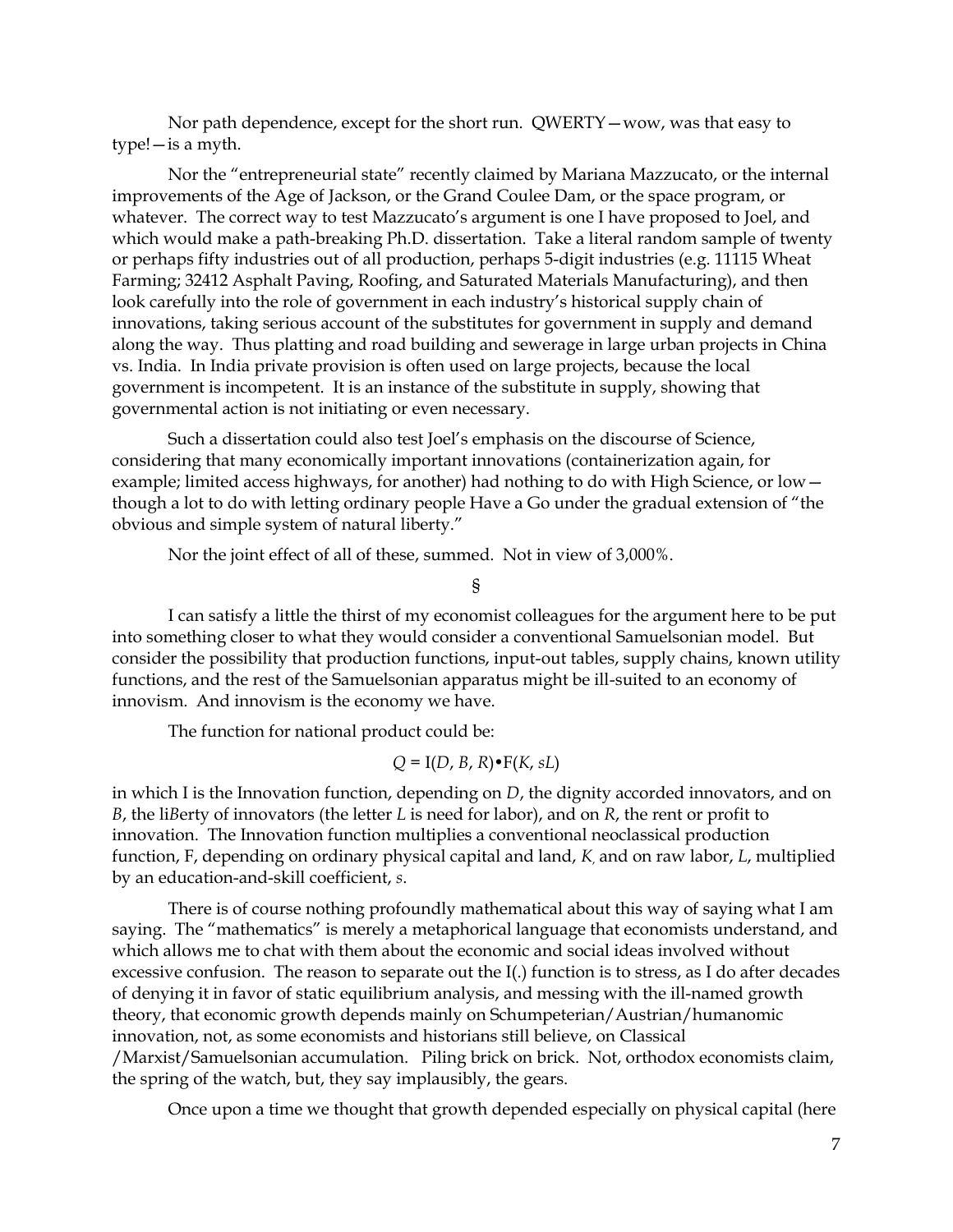Nor path dependence, except for the short run. QWERTY—wow, was that easy to type!—is a myth.

Nor the "entrepreneurial state" recently claimed by Mariana Mazzucato, or the internal improvements of the Age of Jackson, or the Grand Coulee Dam, or the space program, or whatever. The correct way to test Mazzucato's argument is one I have proposed to Joel, and which would make a path-breaking Ph.D. dissertation. Take a literal random sample of twenty or perhaps fifty industries out of all production, perhaps 5-digit industries (e.g. 11115 Wheat Farming; 32412 Asphalt Paving, Roofing, and Saturated Materials Manufacturing), and then look carefully into the role of government in each industry's historical supply chain of innovations, taking serious account of the substitutes for government in supply and demand along the way. Thus platting and road building and sewerage in large urban projects in China vs. India. In India private provision is often used on large projects, because the local government is incompetent. It is an instance of the substitute in supply, showing that governmental action is not initiating or even necessary.

Such a dissertation could also test Joel's emphasis on the discourse of Science, considering that many economically important innovations (containerization again, for example; limited access highways, for another) had nothing to do with High Science, or low—though a lot to do with letting ordinary people Have a Go under the gradual extension of "the obvious and simple system of natural liberty."

Nor the joint effect of all of these, summed. Not in view of 3,000%.

§

I can satisfy a little the thirst of my economist colleagues for the argument here to be put into something closer to what they would consider a conventional Samuelsonian model. But consider the possibility that production functions, input-out tables, supply chains, known utility functions, and the rest of the Samuelsonian apparatus might be ill-suited to an economy of innovism. And innovism is the economy we have.

The function for national product could be:

$$Q = \mathrm{I}(D, B, R) \bullet \mathrm{F}(K, sL)$$

in which I is the Innovation function, depending on $D$, the dignity accorded innovators, and on $B$, the li*B*erty of innovators (the letter $L$ is need for labor), and on $R$, the rent or profit to innovation. The Innovation function multiplies a conventional neoclassical production function, F, depending on ordinary physical capital and land, $K$, and on raw labor, $L$, multiplied by an education-and-skill coefficient, $s$.

There is of course nothing profoundly mathematical about this way of saying what I am saying. The "mathematics" is merely a metaphorical language that economists understand, and which allows me to chat with them about the economic and social ideas involved without excessive confusion. The reason to separate out the I(.) function is to stress, as I do after decades of denying it in favor of static equilibrium analysis, and messing with the ill-named growth theory, that economic growth depends mainly on Schumpeterian/Austrian/humanomic innovation, not, as some economists and historians still believe, on Classical /Marxist/Samuelsonian accumulation. Piling brick on brick. Not, orthodox economists claim, the spring of the watch, but, they say implausibly, the gears.

Once upon a time we thought that growth depended especially on physical capital (here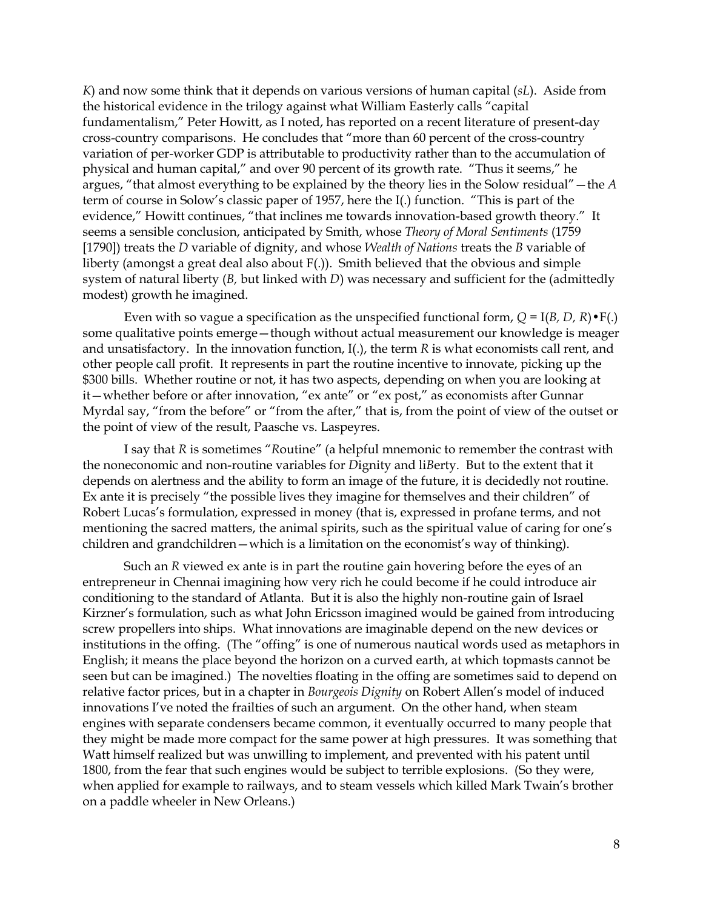*K*) and now some think that it depends on various versions of human capital (*sL*). Aside from the historical evidence in the trilogy against what William Easterly calls "capital fundamentalism," Peter Howitt, as I noted, has reported on a recent literature of present-day cross-country comparisons. He concludes that "more than 60 percent of the cross-country variation of per-worker GDP is attributable to productivity rather than to the accumulation of physical and human capital," and over 90 percent of its growth rate. "Thus it seems," he argues, "that almost everything to be explained by the theory lies in the Solow residual"—the *A* term of course in Solow's classic paper of 1957, here the I(.) function. "This is part of the evidence," Howitt continues, "that inclines me towards innovation-based growth theory." It seems a sensible conclusion, anticipated by Smith, whose *Theory of Moral Sentiments* (1759 [1790]) treats the *D* variable of dignity, and whose *Wealth of Nations* treats the *B* variable of liberty (amongst a great deal also about F(.)). Smith believed that the obvious and simple system of natural liberty (*B,* but linked with *D*) was necessary and sufficient for the (admittedly modest) growth he imagined.

Even with so vague a specification as the unspecified functional form, $Q = \mathrm{I}(B, D, R) \bullet \mathrm{F}(.)$ some qualitative points emerge—though without actual measurement our knowledge is meager and unsatisfactory. In the innovation function, I(.), the term *R* is what economists call rent, and other people call profit. It represents in part the routine incentive to innovate, picking up the $300 bills. Whether routine or not, it has two aspects, depending on when you are looking at it—whether before or after innovation, "ex ante" or "ex post," as economists after Gunnar Myrdal say, "from the before" or "from the after," that is, from the point of view of the outset or the point of view of the result, Paasche vs. Laspeyres.

I say that *R* is sometimes "*R*outine" (a helpful mnemonic to remember the contrast with the noneconomic and non-routine variables for *D*ignity and li*B*erty. But to the extent that it depends on alertness and the ability to form an image of the future, it is decidedly not routine. Ex ante it is precisely "the possible lives they imagine for themselves and their children" of Robert Lucas's formulation, expressed in money (that is, expressed in profane terms, and not mentioning the sacred matters, the animal spirits, such as the spiritual value of caring for one's children and grandchildren—which is a limitation on the economist's way of thinking).

Such an *R* viewed ex ante is in part the routine gain hovering before the eyes of an entrepreneur in Chennai imagining how very rich he could become if he could introduce air conditioning to the standard of Atlanta. But it is also the highly non-routine gain of Israel Kirzner's formulation, such as what John Ericsson imagined would be gained from introducing screw propellers into ships. What innovations are imaginable depend on the new devices or institutions in the offing. (The "offing" is one of numerous nautical words used as metaphors in English; it means the place beyond the horizon on a curved earth, at which topmasts cannot be seen but can be imagined.) The novelties floating in the offing are sometimes said to depend on relative factor prices, but in a chapter in *Bourgeois Dignity* on Robert Allen's model of induced innovations I've noted the frailties of such an argument. On the other hand, when steam engines with separate condensers became common, it eventually occurred to many people that they might be made more compact for the same power at high pressures. It was something that Watt himself realized but was unwilling to implement, and prevented with his patent until 1800, from the fear that such engines would be subject to terrible explosions. (So they were, when applied for example to railways, and to steam vessels which killed Mark Twain's brother on a paddle wheeler in New Orleans.)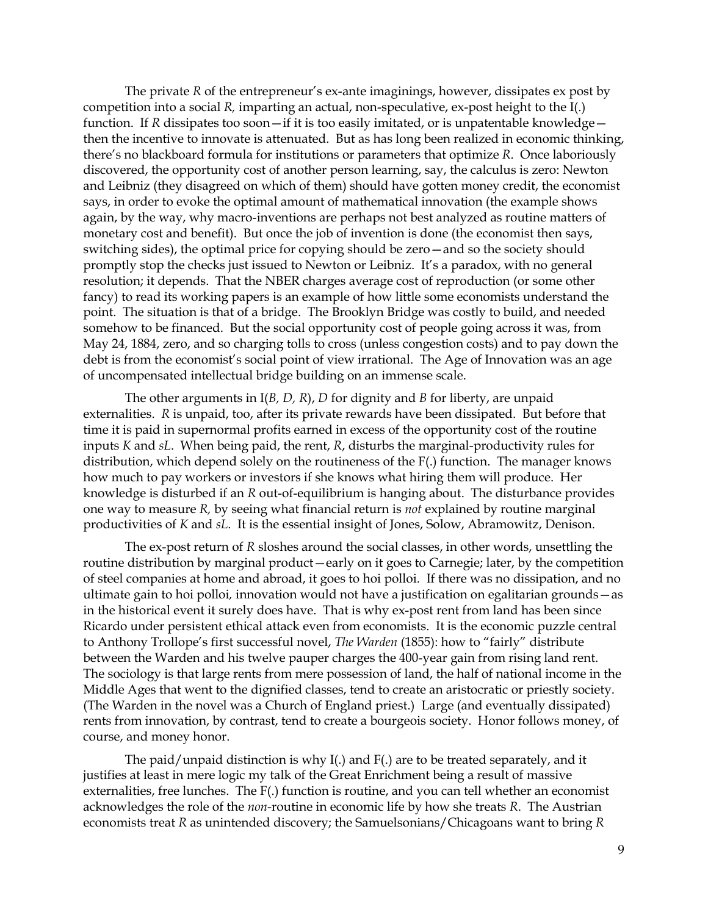The private *R* of the entrepreneur's ex-ante imaginings, however, dissipates ex post by competition into a social *R,* imparting an actual, non-speculative, ex-post height to the I(.) function. If *R* dissipates too soon—if it is too easily imitated, or is unpatentable knowledge—then the incentive to innovate is attenuated. But as has long been realized in economic thinking, there's no blackboard formula for institutions or parameters that optimize *R*. Once laboriously discovered, the opportunity cost of another person learning, say, the calculus is zero: Newton and Leibniz (they disagreed on which of them) should have gotten money credit, the economist says, in order to evoke the optimal amount of mathematical innovation (the example shows again, by the way, why macro-inventions are perhaps not best analyzed as routine matters of monetary cost and benefit). But once the job of invention is done (the economist then says, switching sides), the optimal price for copying should be zero—and so the society should promptly stop the checks just issued to Newton or Leibniz. It's a paradox, with no general resolution; it depends. That the NBER charges average cost of reproduction (or some other fancy) to read its working papers is an example of how little some economists understand the point. The situation is that of a bridge. The Brooklyn Bridge was costly to build, and needed somehow to be financed. But the social opportunity cost of people going across it was, from May 24, 1884, zero, and so charging tolls to cross (unless congestion costs) and to pay down the debt is from the economist's social point of view irrational. The Age of Innovation was an age of uncompensated intellectual bridge building on an immense scale.

The other arguments in I(*B, D, R*), *D* for dignity and *B* for liberty, are unpaid externalities. *R* is unpaid, too, after its private rewards have been dissipated. But before that time it is paid in supernormal profits earned in excess of the opportunity cost of the routine inputs *K* and *sL*. When being paid, the rent, *R*, disturbs the marginal-productivity rules for distribution, which depend solely on the routineness of the F(.) function. The manager knows how much to pay workers or investors if she knows what hiring them will produce. Her knowledge is disturbed if an *R* out-of-equilibrium is hanging about. The disturbance provides one way to measure *R,* by seeing what financial return is *not* explained by routine marginal productivities of *K* and *sL*. It is the essential insight of Jones, Solow, Abramowitz, Denison.

The ex-post return of *R* sloshes around the social classes, in other words, unsettling the routine distribution by marginal product—early on it goes to Carnegie; later, by the competition of steel companies at home and abroad, it goes to hoi polloi*.* If there was no dissipation, and no ultimate gain to hoi polloi*,* innovation would not have a justification on egalitarian grounds—as in the historical event it surely does have. That is why ex-post rent from land has been since Ricardo under persistent ethical attack even from economists. It is the economic puzzle central to Anthony Trollope's first successful novel, *The Warden* (1855): how to "fairly" distribute between the Warden and his twelve pauper charges the 400-year gain from rising land rent. The sociology is that large rents from mere possession of land, the half of national income in the Middle Ages that went to the dignified classes, tend to create an aristocratic or priestly society. (The Warden in the novel was a Church of England priest.) Large (and eventually dissipated) rents from innovation, by contrast, tend to create a bourgeois society. Honor follows money, of course, and money honor.

The paid/unpaid distinction is why I(.) and F(.) are to be treated separately, and it justifies at least in mere logic my talk of the Great Enrichment being a result of massive externalities, free lunches. The F(.) function is routine, and you can tell whether an economist acknowledges the role of the *non*-routine in economic life by how she treats *R*. The Austrian economists treat *R* as unintended discovery; the Samuelsonians/Chicagoans want to bring *R*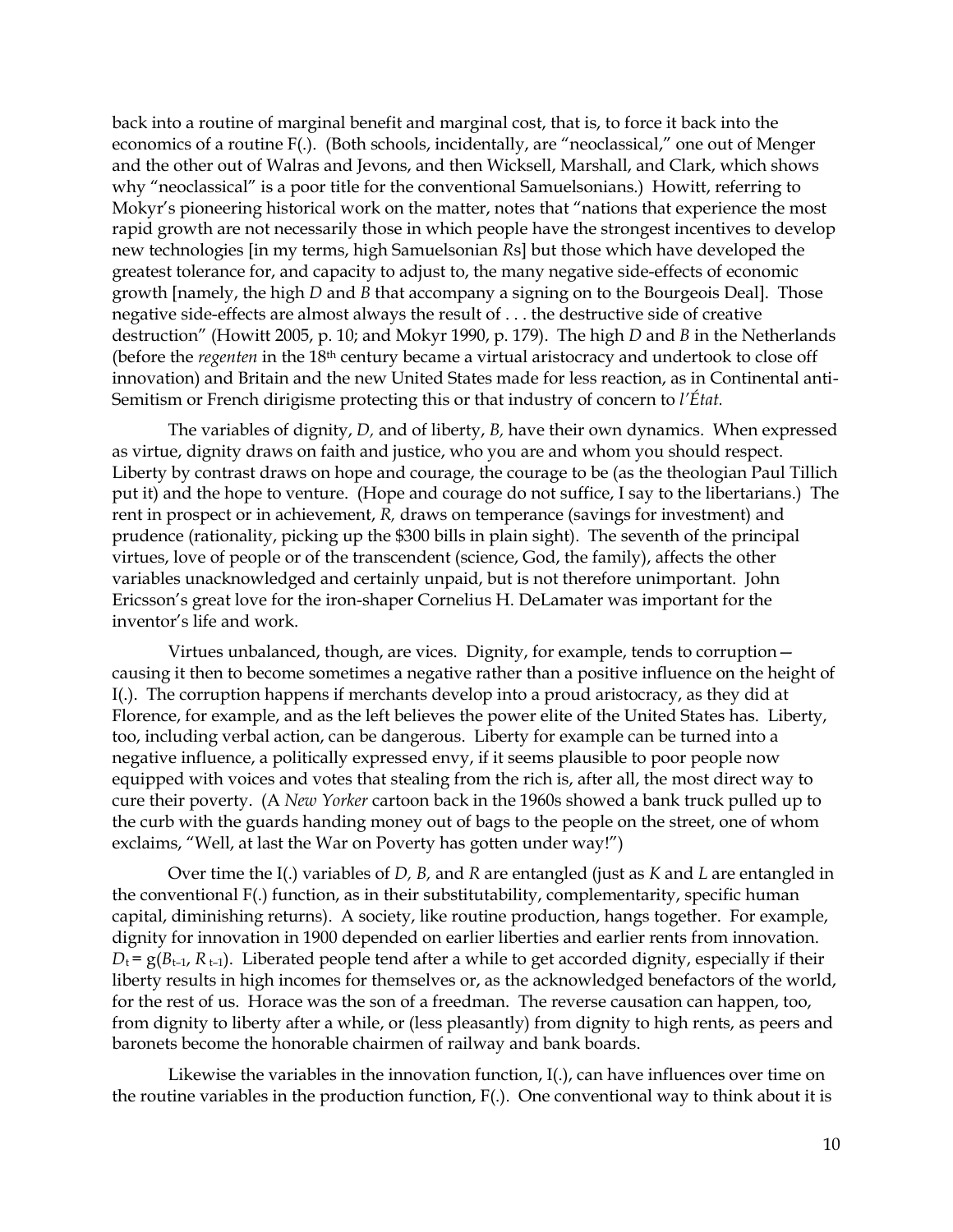back into a routine of marginal benefit and marginal cost, that is, to force it back into the economics of a routine F(.). (Both schools, incidentally, are "neoclassical," one out of Menger and the other out of Walras and Jevons, and then Wicksell, Marshall, and Clark, which shows why "neoclassical" is a poor title for the conventional Samuelsonians.) Howitt, referring to Mokyr's pioneering historical work on the matter, notes that "nations that experience the most rapid growth are not necessarily those in which people have the strongest incentives to develop new technologies [in my terms, high Samuelsonian *R*s] but those which have developed the greatest tolerance for, and capacity to adjust to, the many negative side-effects of economic growth [namely, the high *D* and *B* that accompany a signing on to the Bourgeois Deal]. Those negative side-effects are almost always the result of . . . the destructive side of creative destruction" (Howitt 2005, p. 10; and Mokyr 1990, p. 179). The high *D* and *B* in the Netherlands (before the *regenten* in the 18th century became a virtual aristocracy and undertook to close off innovation) and Britain and the new United States made for less reaction, as in Continental anti-Semitism or French dirigisme protecting this or that industry of concern to *l'État.*

The variables of dignity, *D,* and of liberty, *B,* have their own dynamics. When expressed as virtue, dignity draws on faith and justice, who you are and whom you should respect. Liberty by contrast draws on hope and courage, the courage to be (as the theologian Paul Tillich put it) and the hope to venture. (Hope and courage do not suffice, I say to the libertarians.) The rent in prospect or in achievement, *R,* draws on temperance (savings for investment) and prudence (rationality, picking up the $300 bills in plain sight). The seventh of the principal virtues, love of people or of the transcendent (science, God, the family), affects the other variables unacknowledged and certainly unpaid, but is not therefore unimportant. John Ericsson's great love for the iron-shaper Cornelius H. DeLamater was important for the inventor's life and work.

Virtues unbalanced, though, are vices. Dignity, for example, tends to corruption—causing it then to become sometimes a negative rather than a positive influence on the height of I(.). The corruption happens if merchants develop into a proud aristocracy, as they did at Florence, for example, and as the left believes the power elite of the United States has. Liberty, too, including verbal action, can be dangerous. Liberty for example can be turned into a negative influence, a politically expressed envy, if it seems plausible to poor people now equipped with voices and votes that stealing from the rich is, after all, the most direct way to cure their poverty. (A *New Yorker* cartoon back in the 1960s showed a bank truck pulled up to the curb with the guards handing money out of bags to the people on the street, one of whom exclaims, "Well, at last the War on Poverty has gotten under way!")

Over time the I(.) variables of *D, B,* and *R* are entangled (just as *K* and *L* are entangled in the conventional F(.) function, as in their substitutability, complementarity, specific human capital, diminishing returns). A society, like routine production, hangs together. For example, dignity for innovation in 1900 depended on earlier liberties and earlier rents from innovation. $D_t = g(B_{t-1}, R_{t-1})$. Liberated people tend after a while to get accorded dignity, especially if their liberty results in high incomes for themselves or, as the acknowledged benefactors of the world, for the rest of us. Horace was the son of a freedman. The reverse causation can happen, too, from dignity to liberty after a while, or (less pleasantly) from dignity to high rents, as peers and baronets become the honorable chairmen of railway and bank boards.

Likewise the variables in the innovation function, I(.), can have influences over time on the routine variables in the production function, F(.). One conventional way to think about it is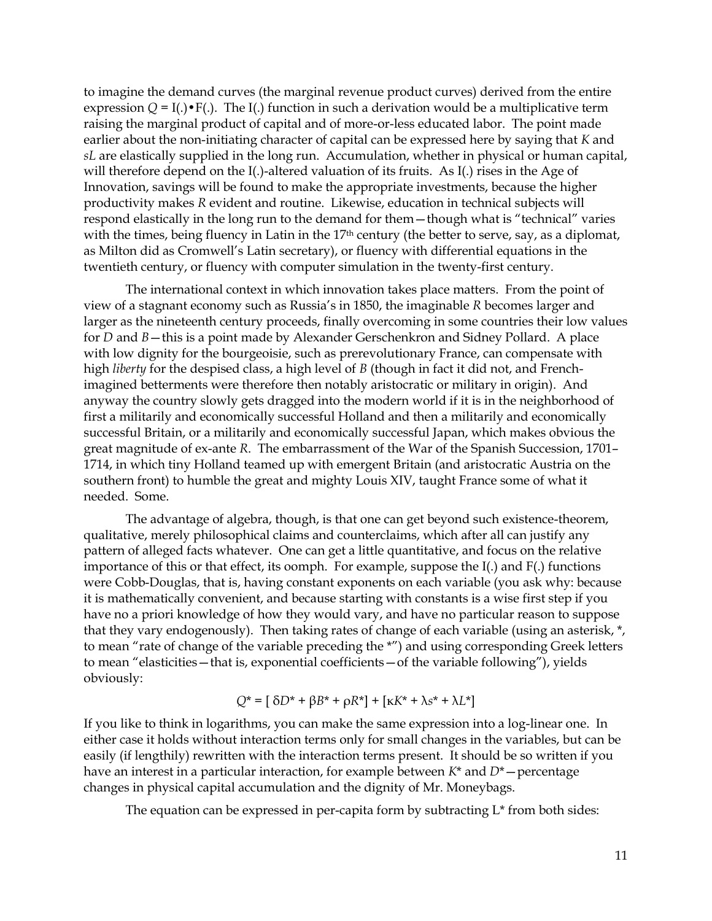to imagine the demand curves (the marginal revenue product curves) derived from the entire expression $Q = I(.)\bullet F(.)$. The I(.) function in such a derivation would be a multiplicative term raising the marginal product of capital and of more-or-less educated labor. The point made earlier about the non-initiating character of capital can be expressed here by saying that $K$ and $sL$ are elastically supplied in the long run. Accumulation, whether in physical or human capital, will therefore depend on the I(.)-altered valuation of its fruits. As I(.) rises in the Age of Innovation, savings will be found to make the appropriate investments, because the higher productivity makes $R$ evident and routine. Likewise, education in technical subjects will respond elastically in the long run to the demand for them—though what is "technical" varies with the times, being fluency in Latin in the 17th century (the better to serve, say, as a diplomat, as Milton did as Cromwell's Latin secretary), or fluency with differential equations in the twentieth century, or fluency with computer simulation in the twenty-first century.

The international context in which innovation takes place matters. From the point of view of a stagnant economy such as Russia's in 1850, the imaginable $R$ becomes larger and larger as the nineteenth century proceeds, finally overcoming in some countries their low values for $D$ and $B$—this is a point made by Alexander Gerschenkron and Sidney Pollard. A place with low dignity for the bourgeoisie, such as prerevolutionary France, can compensate with high *liberty* for the despised class, a high level of $B$ (though in fact it did not, and French-imagined betterments were therefore then notably aristocratic or military in origin). And anyway the country slowly gets dragged into the modern world if it is in the neighborhood of first a militarily and economically successful Holland and then a militarily and economically successful Britain, or a militarily and economically successful Japan, which makes obvious the great magnitude of ex-ante $R$. The embarrassment of the War of the Spanish Succession, 1701–1714, in which tiny Holland teamed up with emergent Britain (and aristocratic Austria on the southern front) to humble the great and mighty Louis XIV, taught France some of what it needed. Some.

The advantage of algebra, though, is that one can get beyond such existence-theorem, qualitative, merely philosophical claims and counterclaims, which after all can justify any pattern of alleged facts whatever. One can get a little quantitative, and focus on the relative importance of this or that effect, its oomph. For example, suppose the I(.) and F(.) functions were Cobb-Douglas, that is, having constant exponents on each variable (you ask why: because it is mathematically convenient, and because starting with constants is a wise first step if you have no a priori knowledge of how they would vary, and have no particular reason to suppose that they vary endogenously). Then taking rates of change of each variable (using an asterisk, *, to mean "rate of change of the variable preceding the *") and using corresponding Greek letters to mean "elasticities—that is, exponential coefficients—of the variable following"), yields obviously:

$$Q^* = [\,\delta D^* + \beta B^* + \rho R^*] + [\kappa K^* + \lambda s^* + \lambda L^*]$$

If you like to think in logarithms, you can make the same expression into a log-linear one. In either case it holds without interaction terms only for small changes in the variables, but can be easily (if lengthily) rewritten with the interaction terms present. It should be so written if you have an interest in a particular interaction, for example between $K^*$ and $D^*$—percentage changes in physical capital accumulation and the dignity of Mr. Moneybags.

The equation can be expressed in per-capita form by subtracting $L^*$ from both sides: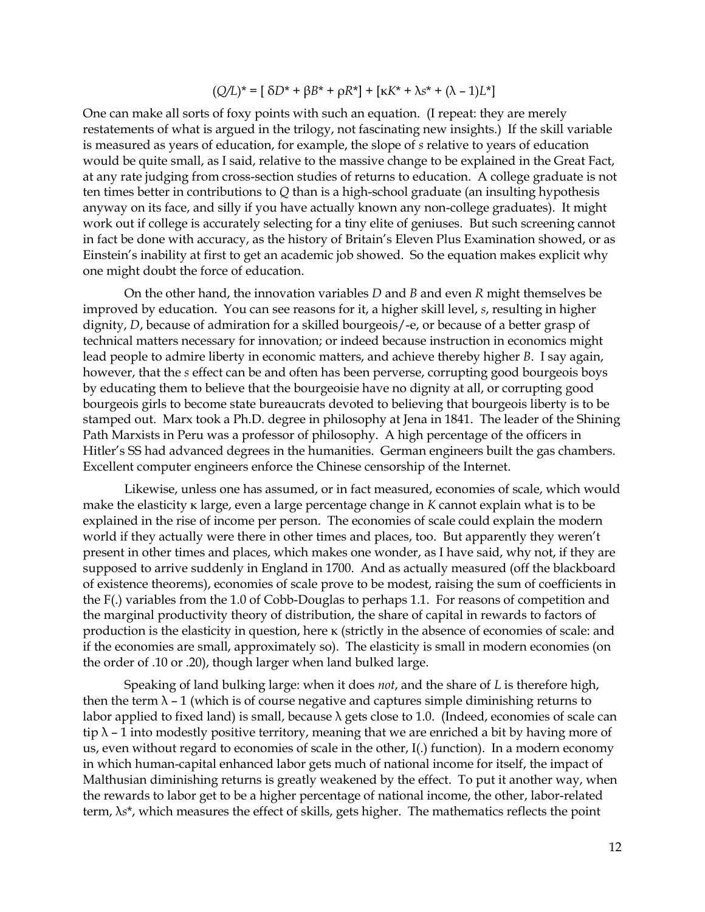$$(Q/L)^* = [\,\delta D^* + \beta B^* + \rho R^*] + [\kappa K^* + \lambda s^* + (\lambda - 1)L^*]$$

One can make all sorts of foxy points with such an equation. (I repeat: they are merely restatements of what is argued in the trilogy, not fascinating new insights.) If the skill variable is measured as years of education, for example, the slope of $s$ relative to years of education would be quite small, as I said, relative to the massive change to be explained in the Great Fact, at any rate judging from cross-section studies of returns to education. A college graduate is not ten times better in contributions to $Q$ than is a high-school graduate (an insulting hypothesis anyway on its face, and silly if you have actually known any non-college graduates). It might work out if college is accurately selecting for a tiny elite of geniuses. But such screening cannot in fact be done with accuracy, as the history of Britain's Eleven Plus Examination showed, or as Einstein's inability at first to get an academic job showed. So the equation makes explicit why one might doubt the force of education.

On the other hand, the innovation variables $D$ and $B$ and even $R$ might themselves be improved by education. You can see reasons for it, a higher skill level, $s$, resulting in higher dignity, $D$, because of admiration for a skilled bourgeois/-e, or because of a better grasp of technical matters necessary for innovation; or indeed because instruction in economics might lead people to admire liberty in economic matters, and achieve thereby higher $B$. I say again, however, that the $s$ effect can be and often has been perverse, corrupting good bourgeois boys by educating them to believe that the bourgeoisie have no dignity at all, or corrupting good bourgeois girls to become state bureaucrats devoted to believing that bourgeois liberty is to be stamped out. Marx took a Ph.D. degree in philosophy at Jena in 1841. The leader of the Shining Path Marxists in Peru was a professor of philosophy. A high percentage of the officers in Hitler's SS had advanced degrees in the humanities. German engineers built the gas chambers. Excellent computer engineers enforce the Chinese censorship of the Internet.

Likewise, unless one has assumed, or in fact measured, economies of scale, which would make the elasticity $\kappa$ large, even a large percentage change in $K$ cannot explain what is to be explained in the rise of income per person. The economies of scale could explain the modern world if they actually were there in other times and places, too. But apparently they weren't present in other times and places, which makes one wonder, as I have said, why not, if they are supposed to arrive suddenly in England in 1700. And as actually measured (off the blackboard of existence theorems), economies of scale prove to be modest, raising the sum of coefficients in the F(.) variables from the 1.0 of Cobb-Douglas to perhaps 1.1. For reasons of competition and the marginal productivity theory of distribution, the share of capital in rewards to factors of production is the elasticity in question, here $\kappa$ (strictly in the absence of economies of scale: and if the economies are small, approximately so). The elasticity is small in modern economies (on the order of .10 or .20), though larger when land bulked large.

Speaking of land bulking large: when it does *not*, and the share of $L$ is therefore high, then the term $\lambda - 1$ (which is of course negative and captures simple diminishing returns to labor applied to fixed land) is small, because $\lambda$ gets close to 1.0. (Indeed, economies of scale can tip $\lambda - 1$ into modestly positive territory, meaning that we are enriched a bit by having more of us, even without regard to economies of scale in the other, I(.) function). In a modern economy in which human-capital enhanced labor gets much of national income for itself, the impact of Malthusian diminishing returns is greatly weakened by the effect. To put it another way, when the rewards to labor get to be a higher percentage of national income, the other, labor-related term, $\lambda s^*$, which measures the effect of skills, gets higher. The mathematics reflects the point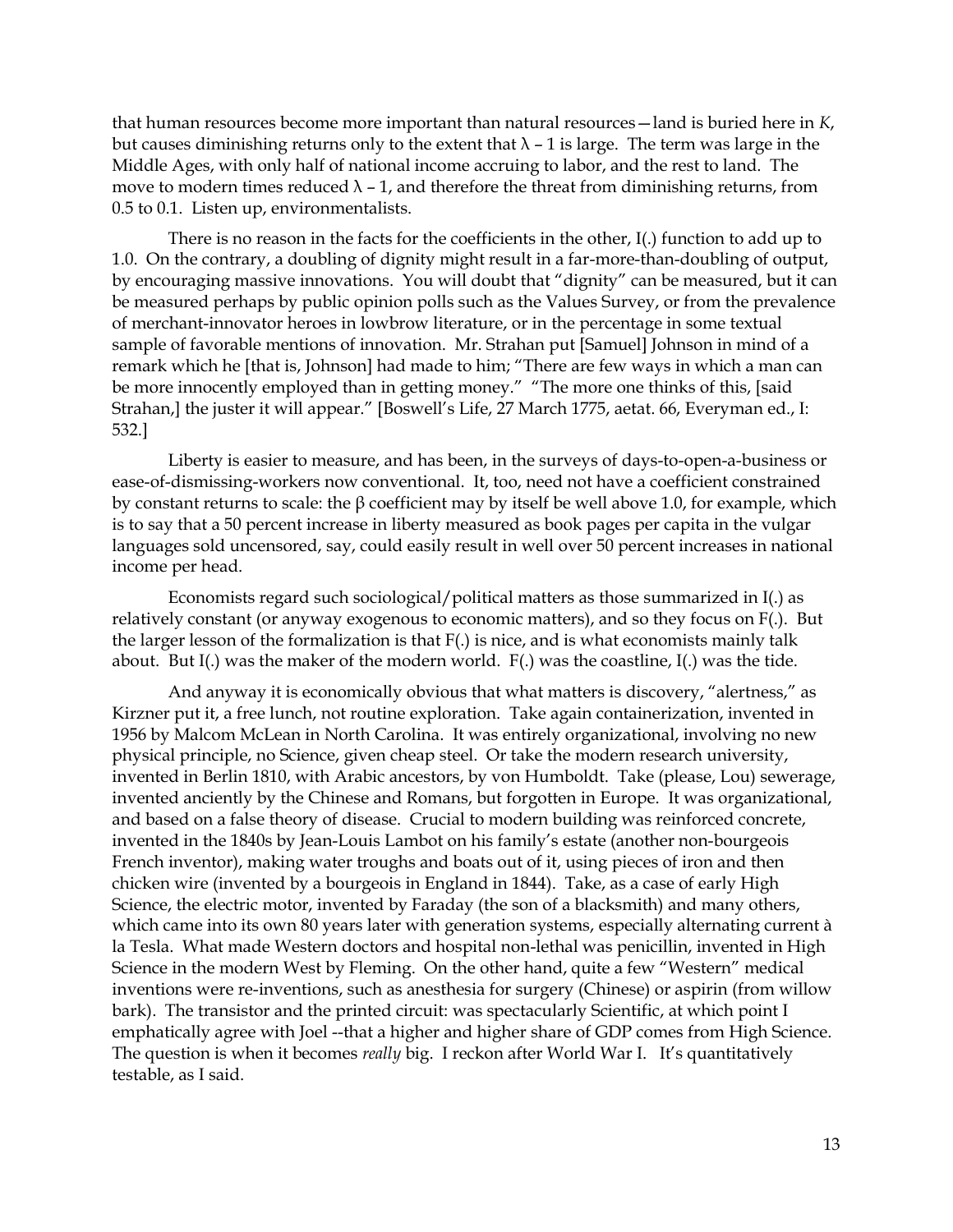that human resources become more important than natural resources—land is buried here in *K*, but causes diminishing returns only to the extent that $\lambda - 1$ is large. The term was large in the Middle Ages, with only half of national income accruing to labor, and the rest to land. The move to modern times reduced $\lambda - 1$, and therefore the threat from diminishing returns, from 0.5 to 0.1. Listen up, environmentalists.

There is no reason in the facts for the coefficients in the other, I(.) function to add up to 1.0. On the contrary, a doubling of dignity might result in a far-more-than-doubling of output, by encouraging massive innovations. You will doubt that "dignity" can be measured, but it can be measured perhaps by public opinion polls such as the Values Survey, or from the prevalence of merchant-innovator heroes in lowbrow literature, or in the percentage in some textual sample of favorable mentions of innovation. Mr. Strahan put [Samuel] Johnson in mind of a remark which he [that is, Johnson] had made to him; "There are few ways in which a man can be more innocently employed than in getting money." "The more one thinks of this, [said Strahan,] the juster it will appear." [Boswell's Life, 27 March 1775, aetat. 66, Everyman ed., I: 532.]

Liberty is easier to measure, and has been, in the surveys of days-to-open-a-business or ease-of-dismissing-workers now conventional. It, too, need not have a coefficient constrained by constant returns to scale: the $\beta$ coefficient may by itself be well above 1.0, for example, which is to say that a 50 percent increase in liberty measured as book pages per capita in the vulgar languages sold uncensored, say, could easily result in well over 50 percent increases in national income per head.

Economists regard such sociological/political matters as those summarized in I(.) as relatively constant (or anyway exogenous to economic matters), and so they focus on F(.). But the larger lesson of the formalization is that F(.) is nice, and is what economists mainly talk about. But I(.) was the maker of the modern world. F(.) was the coastline, I(.) was the tide.

And anyway it is economically obvious that what matters is discovery, "alertness," as Kirzner put it, a free lunch, not routine exploration. Take again containerization, invented in 1956 by Malcom McLean in North Carolina. It was entirely organizational, involving no new physical principle, no Science, given cheap steel. Or take the modern research university, invented in Berlin 1810, with Arabic ancestors, by von Humboldt. Take (please, Lou) sewerage, invented anciently by the Chinese and Romans, but forgotten in Europe. It was organizational, and based on a false theory of disease. Crucial to modern building was reinforced concrete, invented in the 1840s by Jean-Louis Lambot on his family's estate (another non-bourgeois French inventor), making water troughs and boats out of it, using pieces of iron and then chicken wire (invented by a bourgeois in England in 1844). Take, as a case of early High Science, the electric motor, invented by Faraday (the son of a blacksmith) and many others, which came into its own 80 years later with generation systems, especially alternating current à la Tesla. What made Western doctors and hospital non-lethal was penicillin, invented in High Science in the modern West by Fleming. On the other hand, quite a few "Western" medical inventions were re-inventions, such as anesthesia for surgery (Chinese) or aspirin (from willow bark). The transistor and the printed circuit: was spectacularly Scientific, at which point I emphatically agree with Joel --that a higher and higher share of GDP comes from High Science. The question is when it becomes *really* big. I reckon after World War I. It's quantitatively testable, as I said.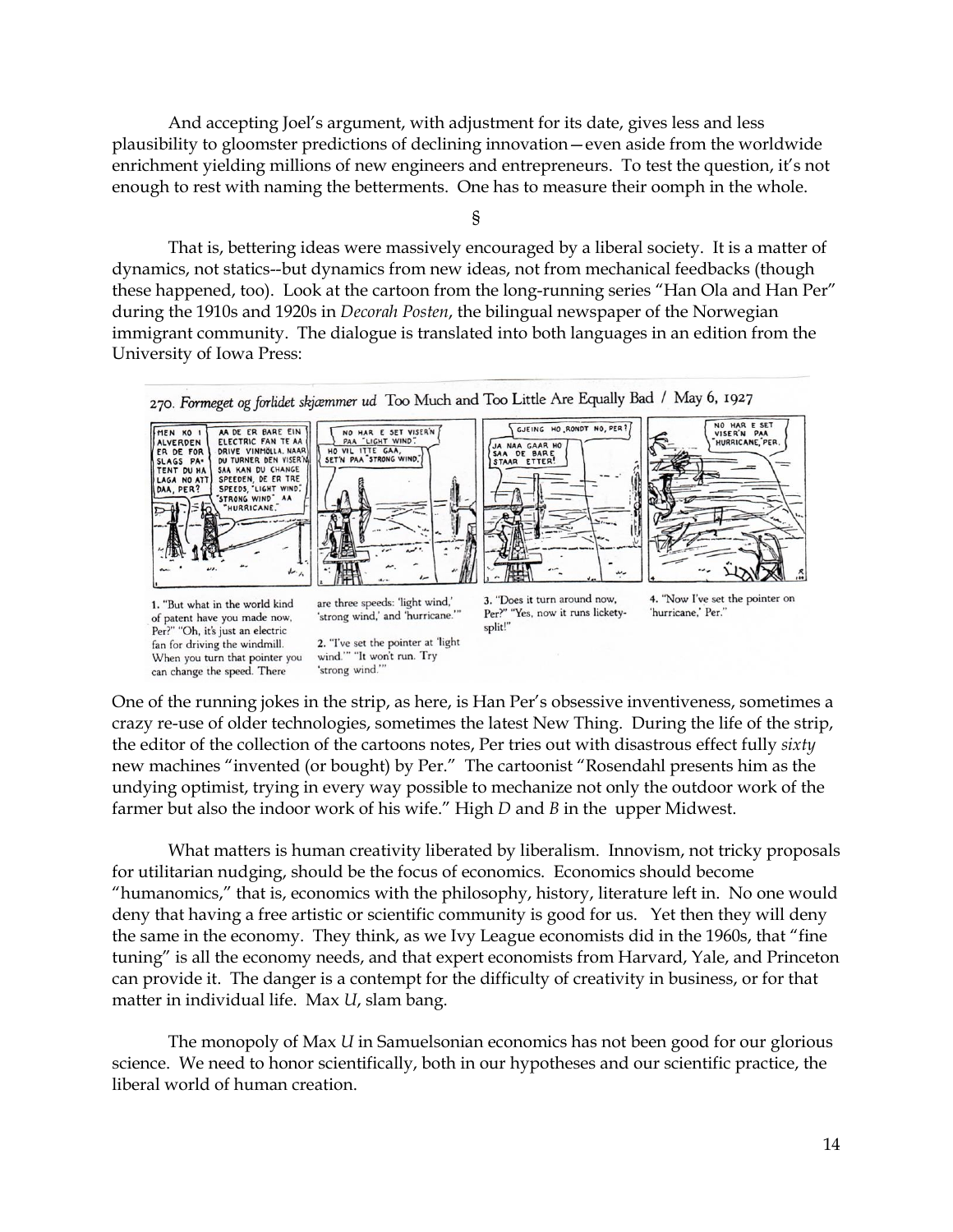And accepting Joel's argument, with adjustment for its date, gives less and less plausibility to gloomster predictions of declining innovation—even aside from the worldwide enrichment yielding millions of new engineers and entrepreneurs. To test the question, it's not enough to rest with naming the betterments. One has to measure their oomph in the whole.

§

That is, bettering ideas were massively encouraged by a liberal society. It is a matter of dynamics, not statics--but dynamics from new ideas, not from mechanical feedbacks (though these happened, too). Look at the cartoon from the long-running series "Han Ola and Han Per" during the 1910s and 1920s in *Decorah Posten*, the bilingual newspaper of the Norwegian immigrant community. The dialogue is translated into both languages in an edition from the University of Iowa Press:

270. *Formeget og forlidet skjæmmer ud* Too Much and Too Little Are Equally Bad / May 6, 1927

1. "But what in the world kind of patent have you made now, Per?" "Oh, it's just an electric fan for driving the windmill. When you turn that pointer you can change the speed. There are three speeds: 'light wind,' 'strong wind,' and 'hurricane.'"

2. "I've set the pointer at 'light wind.'" "It won't run. Try 'strong wind.'"

3. "Does it turn around now, Per?" "Yes, now it runs lickety-split!"

4. "Now I've set the pointer on 'hurricane,' Per."

One of the running jokes in the strip, as here, is Han Per's obsessive inventiveness, sometimes a crazy re-use of older technologies, sometimes the latest New Thing. During the life of the strip, the editor of the collection of the cartoons notes, Per tries out with disastrous effect fully *sixty* new machines "invented (or bought) by Per." The cartoonist "Rosendahl presents him as the undying optimist, trying in every way possible to mechanize not only the outdoor work of the farmer but also the indoor work of his wife." High *D* and *B* in the upper Midwest.

What matters is human creativity liberated by liberalism. Innovism, not tricky proposals for utilitarian nudging, should be the focus of economics. Economics should become "humanomics," that is, economics with the philosophy, history, literature left in. No one would deny that having a free artistic or scientific community is good for us. Yet then they will deny the same in the economy. They think, as we Ivy League economists did in the 1960s, that "fine tuning" is all the economy needs, and that expert economists from Harvard, Yale, and Princeton can provide it. The danger is a contempt for the difficulty of creativity in business, or for that matter in individual life. Max *U*, slam bang.

The monopoly of Max *U* in Samuelsonian economics has not been good for our glorious science. We need to honor scientifically, both in our hypotheses and our scientific practice, the liberal world of human creation.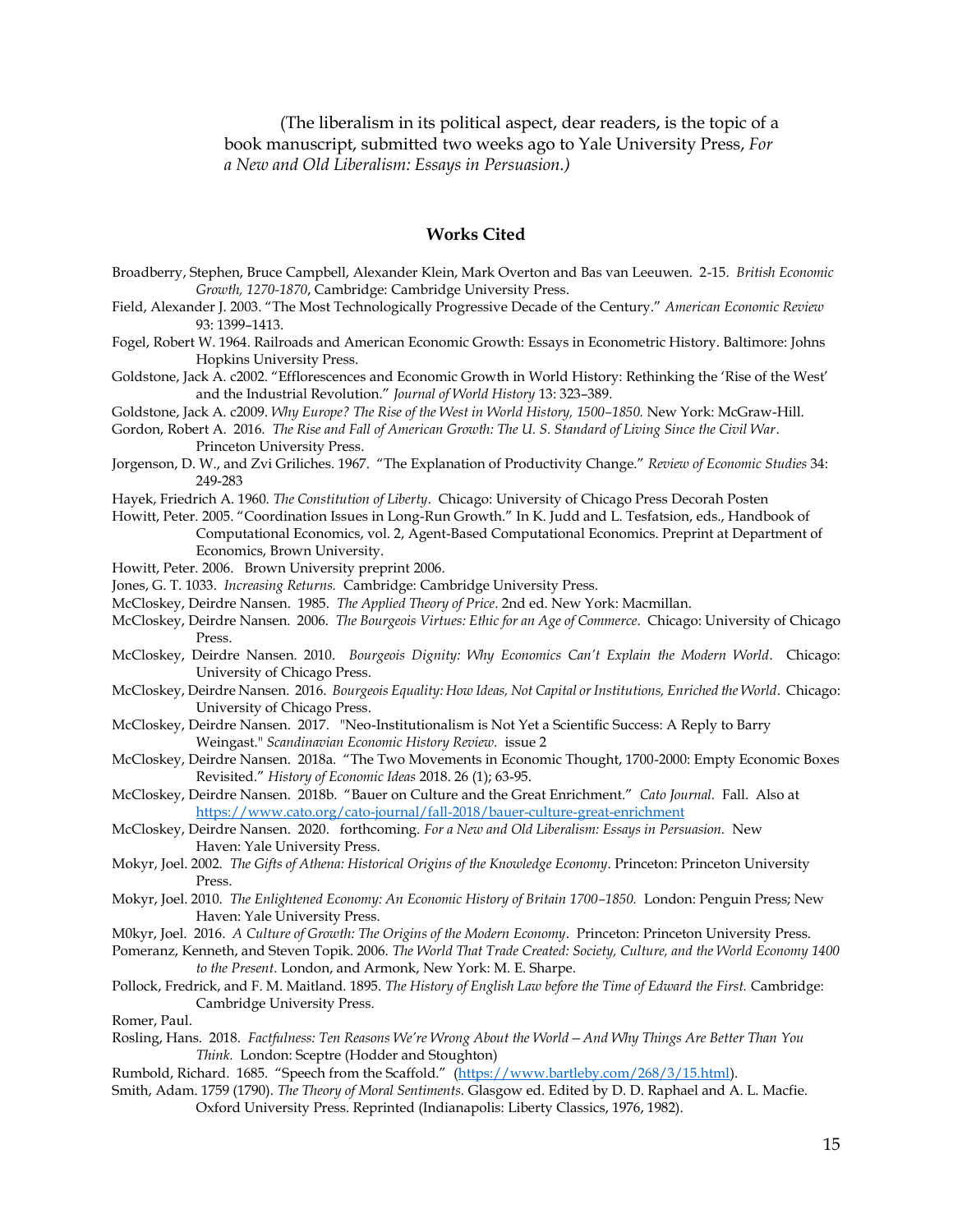(The liberalism in its political aspect, dear readers, is the topic of a book manuscript, submitted two weeks ago to Yale University Press, *For a New and Old Liberalism: Essays in Persuasion.)*

## Works Cited

Broadberry, Stephen, Bruce Campbell, Alexander Klein, Mark Overton and Bas van Leeuwen. 2-15. *British Economic Growth, 1270-1870*, Cambridge: Cambridge University Press.

Field, Alexander J. 2003. "The Most Technologically Progressive Decade of the Century." *American Economic Review* 93: 1399–1413.

Fogel, Robert W. 1964. Railroads and American Economic Growth: Essays in Econometric History. Baltimore: Johns Hopkins University Press.

Goldstone, Jack A. c2002. "Efflorescences and Economic Growth in World History: Rethinking the 'Rise of the West' and the Industrial Revolution." *Journal of World History* 13: 323–389.

Goldstone, Jack A. c2009. *Why Europe? The Rise of the West in World History, 1500–1850.* New York: McGraw-Hill.

Gordon, Robert A. 2016. *The Rise and Fall of American Growth: The U. S. Standard of Living Since the Civil War*. Princeton University Press.

Jorgenson, D. W., and Zvi Griliches. 1967. "The Explanation of Productivity Change." *Review of Economic Studies* 34: 249-283

Hayek, Friedrich A. 1960. *The Constitution of Liberty*. Chicago: University of Chicago Press Decorah Posten

Howitt, Peter. 2005. "Coordination Issues in Long-Run Growth." In K. Judd and L. Tesfatsion, eds., Handbook of Computational Economics, vol. 2, Agent-Based Computational Economics. Preprint at Department of Economics, Brown University.

Howitt, Peter. 2006. Brown University preprint 2006.

Jones, G. T. 1033. *Increasing Returns.* Cambridge: Cambridge University Press.

McCloskey, Deirdre Nansen. 1985. *The Applied Theory of Price*. 2nd ed. New York: Macmillan.

McCloskey, Deirdre Nansen. 2006. *The Bourgeois Virtues: Ethic for an Age of Commerce*. Chicago: University of Chicago Press.

McCloskey, Deirdre Nansen. 2010. *Bourgeois Dignity: Why Economics Can't Explain the Modern World*. Chicago: University of Chicago Press.

McCloskey, Deirdre Nansen. 2016. *Bourgeois Equality: How Ideas, Not Capital or Institutions, Enriched the World*. Chicago: University of Chicago Press.

McCloskey, Deirdre Nansen. 2017. "Neo-Institutionalism is Not Yet a Scientific Success: A Reply to Barry Weingast." *Scandinavian Economic History Review.* issue 2

McCloskey, Deirdre Nansen. 2018a. "The Two Movements in Economic Thought, 1700-2000: Empty Economic Boxes Revisited." *History of Economic Ideas* 2018. 26 (1); 63-95.

McCloskey, Deirdre Nansen. 2018b. "Bauer on Culture and the Great Enrichment." *Cato Journal.* Fall. Also at https://www.cato.org/cato-journal/fall-2018/bauer-culture-great-enrichment

McCloskey, Deirdre Nansen. 2020. forthcoming. *For a New and Old Liberalism: Essays in Persuasion*. New Haven: Yale University Press.

Mokyr, Joel. 2002. *The Gifts of Athena: Historical Origins of the Knowledge Economy*. Princeton: Princeton University Press.

Mokyr, Joel. 2010. *The Enlightened Economy: An Economic History of Britain 1700–1850.* London: Penguin Press; New Haven: Yale University Press.

M0kyr, Joel. 2016. *A Culture of Growth: The Origins of the Modern Economy*. Princeton: Princeton University Press.

Pomeranz, Kenneth, and Steven Topik. 2006. *The World That Trade Created: Society, Culture, and the World Economy 1400 to the Present.* London, and Armonk, New York: M. E. Sharpe.

Pollock, Fredrick, and F. M. Maitland. 1895. *The History of English Law before the Time of Edward the First.* Cambridge: Cambridge University Press.

Romer, Paul.

Rosling, Hans. 2018. *Factfulness: Ten Reasons We're Wrong About the World—And Why Things Are Better Than You Think.* London: Sceptre (Hodder and Stoughton)

Rumbold, Richard. 1685. "Speech from the Scaffold." (https://www.bartleby.com/268/3/15.html).

Smith, Adam. 1759 (1790). *The Theory of Moral Sentiments.* Glasgow ed. Edited by D. D. Raphael and A. L. Macfie. Oxford University Press. Reprinted (Indianapolis: Liberty Classics, 1976, 1982).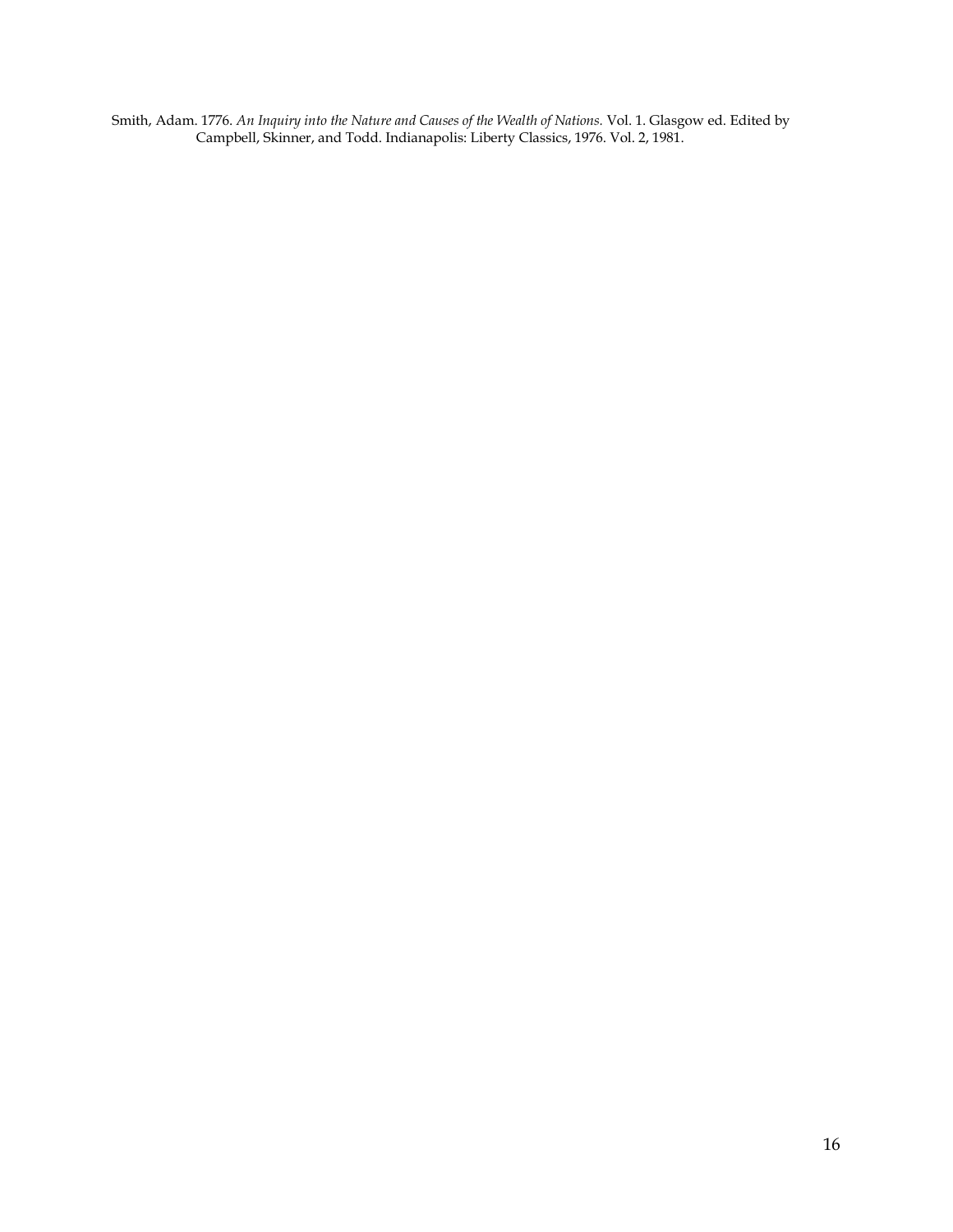Smith, Adam. 1776. *An Inquiry into the Nature and Causes of the Wealth of Nations.* Vol. 1. Glasgow ed. Edited by Campbell, Skinner, and Todd. Indianapolis: Liberty Classics, 1976. Vol. 2, 1981.